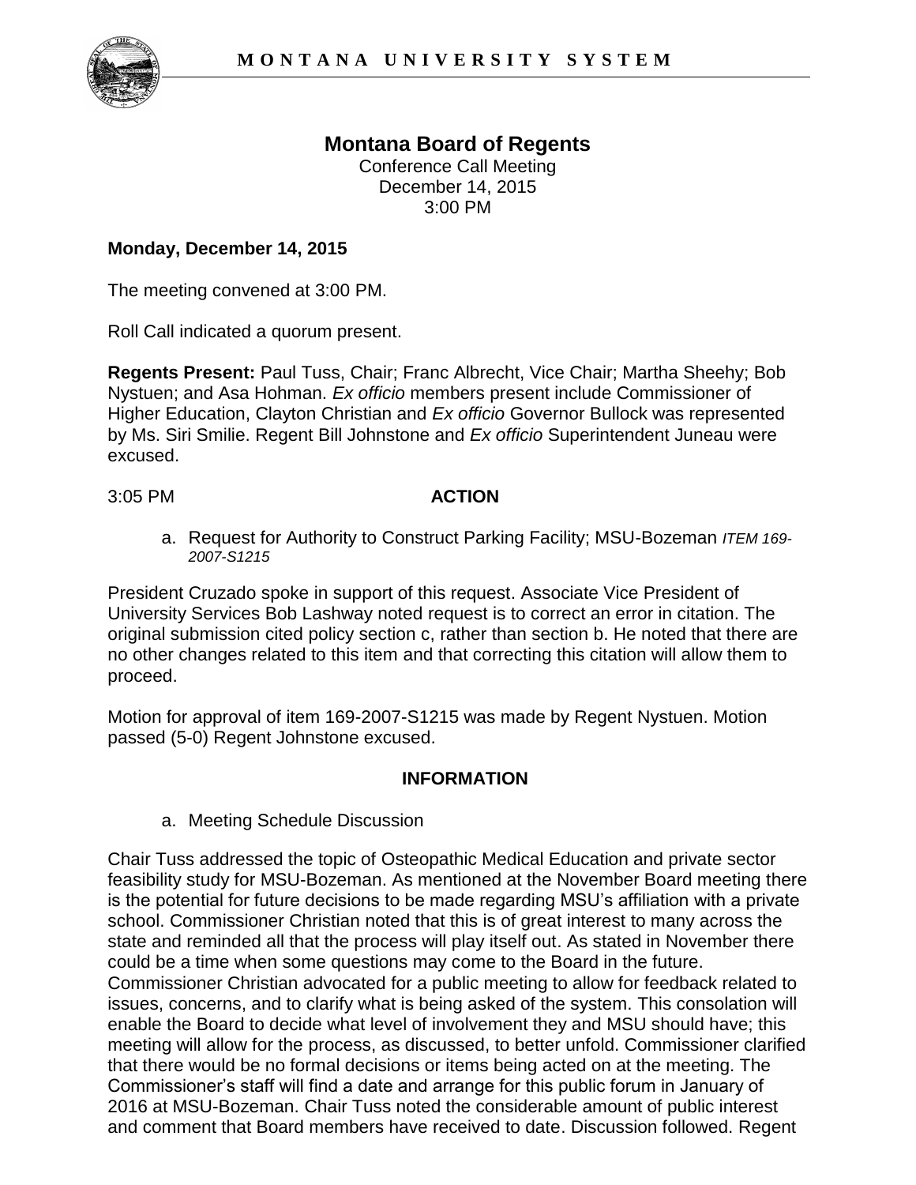# Montana Board of Regents

Conference Call Meeting
December 14, 2015
3:00 PM

**Monday, December 14, 2015**

The meeting convened at 3:00 PM.

Roll Call indicated a quorum present.

**Regents Present:** Paul Tuss, Chair; Franc Albrecht, Vice Chair; Martha Sheehy; Bob Nystuen; and Asa Hohman. *Ex officio* members present include Commissioner of Higher Education, Clayton Christian and *Ex officio* Governor Bullock was represented by Ms. Siri Smilie. Regent Bill Johnstone and *Ex officio* Superintendent Juneau were excused.

3:05 PM **ACTION**

a. Request for Authority to Construct Parking Facility; MSU-Bozeman *ITEM 169-2007-S1215*

President Cruzado spoke in support of this request. Associate Vice President of University Services Bob Lashway noted request is to correct an error in citation. The original submission cited policy section c, rather than section b. He noted that there are no other changes related to this item and that correcting this citation will allow them to proceed.

Motion for approval of item 169-2007-S1215 was made by Regent Nystuen. Motion passed (5-0) Regent Johnstone excused.

**INFORMATION**

a. Meeting Schedule Discussion

Chair Tuss addressed the topic of Osteopathic Medical Education and private sector feasibility study for MSU-Bozeman. As mentioned at the November Board meeting there is the potential for future decisions to be made regarding MSU's affiliation with a private school. Commissioner Christian noted that this is of great interest to many across the state and reminded all that the process will play itself out. As stated in November there could be a time when some questions may come to the Board in the future. Commissioner Christian advocated for a public meeting to allow for feedback related to issues, concerns, and to clarify what is being asked of the system. This consolation will enable the Board to decide what level of involvement they and MSU should have; this meeting will allow for the process, as discussed, to better unfold. Commissioner clarified that there would be no formal decisions or items being acted on at the meeting. The Commissioner's staff will find a date and arrange for this public forum in January of 2016 at MSU-Bozeman. Chair Tuss noted the considerable amount of public interest and comment that Board members have received to date. Discussion followed. Regent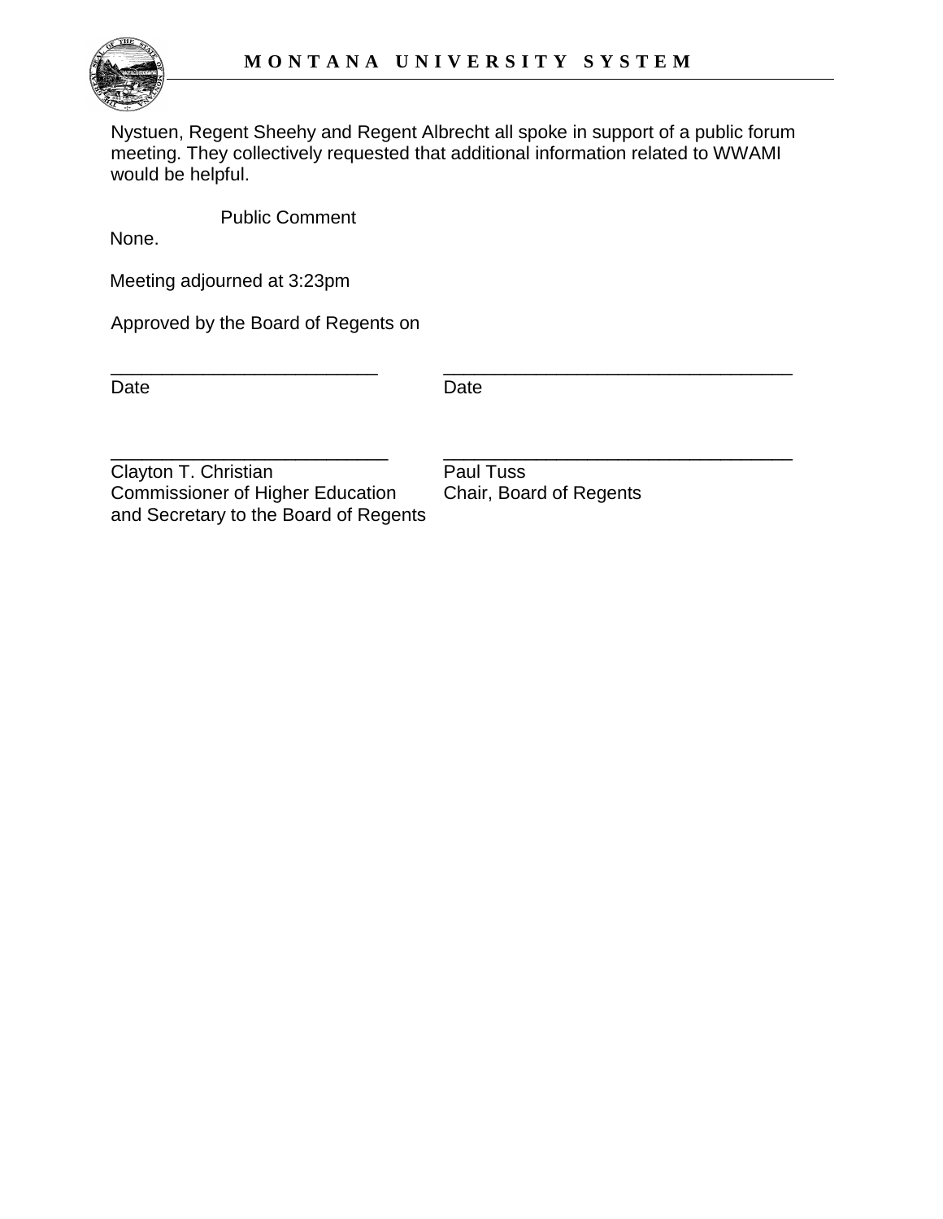Nystuen, Regent Sheehy and Regent Albrecht all spoke in support of a public forum meeting. They collectively requested that additional information related to WWAMI would be helpful.

Public Comment

None.

Meeting adjourned at 3:23pm

Approved by the Board of Regents on

| | |
|---|---|
| ___________________________ | ____________________________________ |
| Date | Date |
| ____________________________ | ____________________________________ |
| Clayton T. Christian<br>Commissioner of Higher Education<br>and Secretary to the Board of Regents | Paul Tuss<br>Chair, Board of Regents |